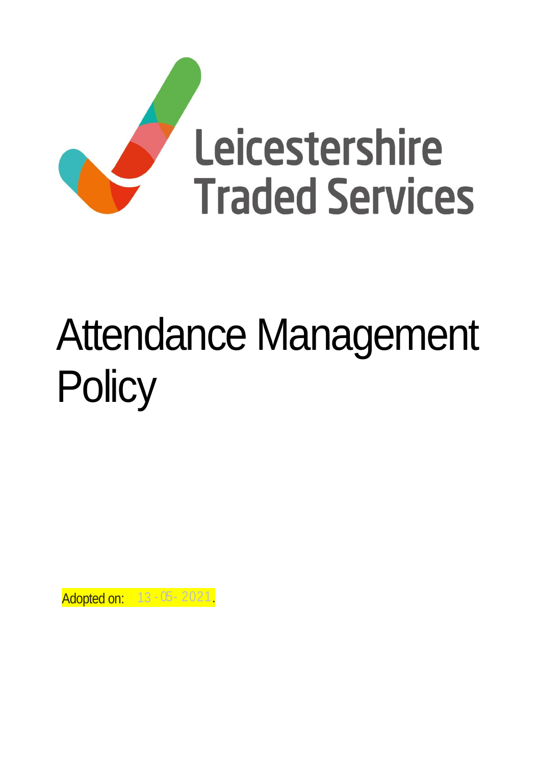Leicestershire Traded Services

# Attendance Management Policy

Adopted on: 13-05-2021.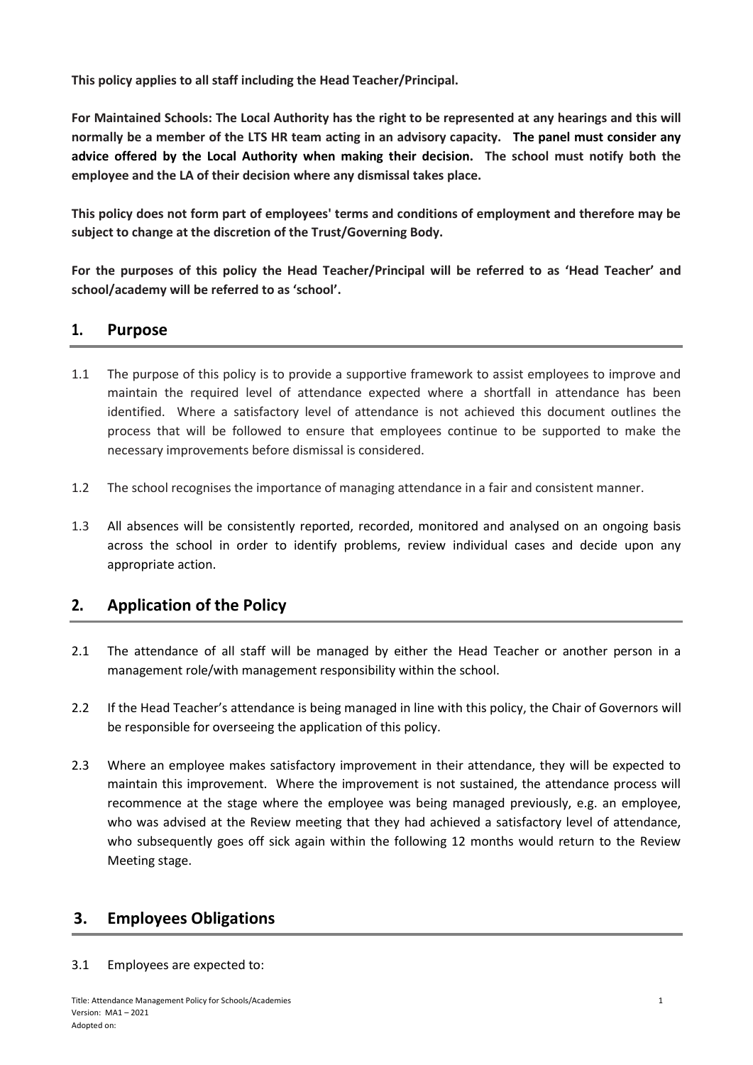**This policy applies to all staff including the Head Teacher/Principal.**

**For Maintained Schools: The Local Authority has the right to be represented at any hearings and this will normally be a member of the LTS HR team acting in an advisory capacity. The panel must consider any advice offered by the Local Authority when making their decision. The school must notify both the employee and the LA of their decision where any dismissal takes place.**

**This policy does not form part of employees' terms and conditions of employment and therefore may be subject to change at the discretion of the Trust/Governing Body.**

**For the purposes of this policy the Head Teacher/Principal will be referred to as 'Head Teacher' and school/academy will be referred to as 'school'.**

## 1. Purpose

1.1 The purpose of this policy is to provide a supportive framework to assist employees to improve and maintain the required level of attendance expected where a shortfall in attendance has been identified. Where a satisfactory level of attendance is not achieved this document outlines the process that will be followed to ensure that employees continue to be supported to make the necessary improvements before dismissal is considered.

1.2 The school recognises the importance of managing attendance in a fair and consistent manner.

1.3 All absences will be consistently reported, recorded, monitored and analysed on an ongoing basis across the school in order to identify problems, review individual cases and decide upon any appropriate action.

## 2. Application of the Policy

2.1 The attendance of all staff will be managed by either the Head Teacher or another person in a management role/with management responsibility within the school.

2.2 If the Head Teacher's attendance is being managed in line with this policy, the Chair of Governors will be responsible for overseeing the application of this policy.

2.3 Where an employee makes satisfactory improvement in their attendance, they will be expected to maintain this improvement. Where the improvement is not sustained, the attendance process will recommence at the stage where the employee was being managed previously, e.g. an employee, who was advised at the Review meeting that they had achieved a satisfactory level of attendance, who subsequently goes off sick again within the following 12 months would return to the Review Meeting stage.

## 3. Employees Obligations

3.1 Employees are expected to: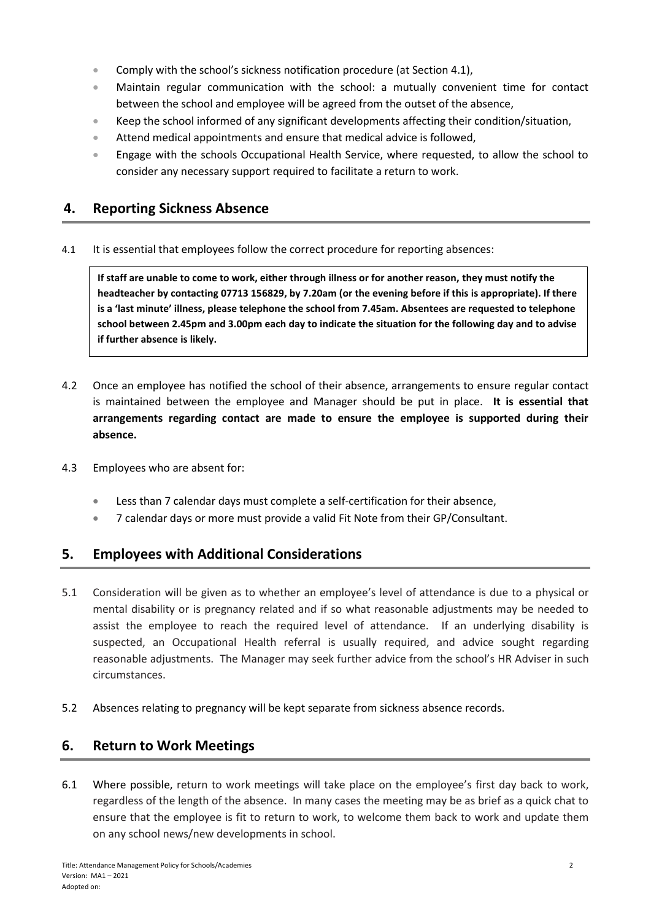- Comply with the school's sickness notification procedure (at Section 4.1),
- Maintain regular communication with the school: a mutually convenient time for contact between the school and employee will be agreed from the outset of the absence,
- Keep the school informed of any significant developments affecting their condition/situation,
- Attend medical appointments and ensure that medical advice is followed,
- Engage with the schools Occupational Health Service, where requested, to allow the school to consider any necessary support required to facilitate a return to work.

## 4. Reporting Sickness Absence

4.1 It is essential that employees follow the correct procedure for reporting absences:

> **If staff are unable to come to work, either through illness or for another reason, they must notify the headteacher by contacting 07713 156829, by 7.20am (or the evening before if this is appropriate). If there is a 'last minute' illness, please telephone the school from 7.45am. Absentees are requested to telephone school between 2.45pm and 3.00pm each day to indicate the situation for the following day and to advise if further absence is likely.**

4.2 Once an employee has notified the school of their absence, arrangements to ensure regular contact is maintained between the employee and Manager should be put in place. **It is essential that arrangements regarding contact are made to ensure the employee is supported during their absence.**

4.3 Employees who are absent for:

- Less than 7 calendar days must complete a self-certification for their absence,
- 7 calendar days or more must provide a valid Fit Note from their GP/Consultant.

## 5. Employees with Additional Considerations

5.1 Consideration will be given as to whether an employee's level of attendance is due to a physical or mental disability or is pregnancy related and if so what reasonable adjustments may be needed to assist the employee to reach the required level of attendance. If an underlying disability is suspected, an Occupational Health referral is usually required, and advice sought regarding reasonable adjustments. The Manager may seek further advice from the school's HR Adviser in such circumstances.

5.2 Absences relating to pregnancy will be kept separate from sickness absence records.

## 6. Return to Work Meetings

6.1 Where possible, return to work meetings will take place on the employee's first day back to work, regardless of the length of the absence. In many cases the meeting may be as brief as a quick chat to ensure that the employee is fit to return to work, to welcome them back to work and update them on any school news/new developments in school.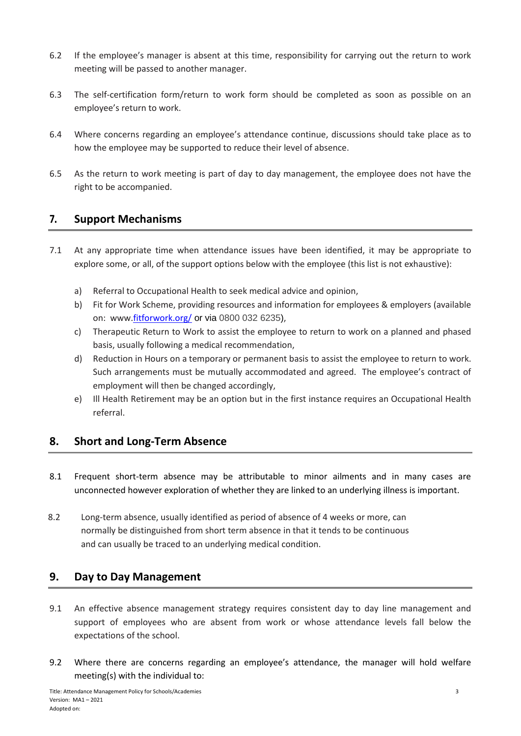6.2 If the employee's manager is absent at this time, responsibility for carrying out the return to work meeting will be passed to another manager.

6.3 The self-certification form/return to work form should be completed as soon as possible on an employee's return to work.

6.4 Where concerns regarding an employee's attendance continue, discussions should take place as to how the employee may be supported to reduce their level of absence.

6.5 As the return to work meeting is part of day to day management, the employee does not have the right to be accompanied.

## 7. Support Mechanisms

7.1 At any appropriate time when attendance issues have been identified, it may be appropriate to explore some, or all, of the support options below with the employee (this list is not exhaustive):

a) Referral to Occupational Health to seek medical advice and opinion,

b) Fit for Work Scheme, providing resources and information for employees & employers (available on: www.fitforwork.org/ or via 0800 032 6235),

c) Therapeutic Return to Work to assist the employee to return to work on a planned and phased basis, usually following a medical recommendation,

d) Reduction in Hours on a temporary or permanent basis to assist the employee to return to work. Such arrangements must be mutually accommodated and agreed. The employee's contract of employment will then be changed accordingly,

e) Ill Health Retirement may be an option but in the first instance requires an Occupational Health referral.

## 8. Short and Long-Term Absence

8.1 Frequent short-term absence may be attributable to minor ailments and in many cases are unconnected however exploration of whether they are linked to an underlying illness is important.

8.2 Long-term absence, usually identified as period of absence of 4 weeks or more, can normally be distinguished from short term absence in that it tends to be continuous and can usually be traced to an underlying medical condition.

## 9. Day to Day Management

9.1 An effective absence management strategy requires consistent day to day line management and support of employees who are absent from work or whose attendance levels fall below the expectations of the school.

9.2 Where there are concerns regarding an employee's attendance, the manager will hold welfare meeting(s) with the individual to: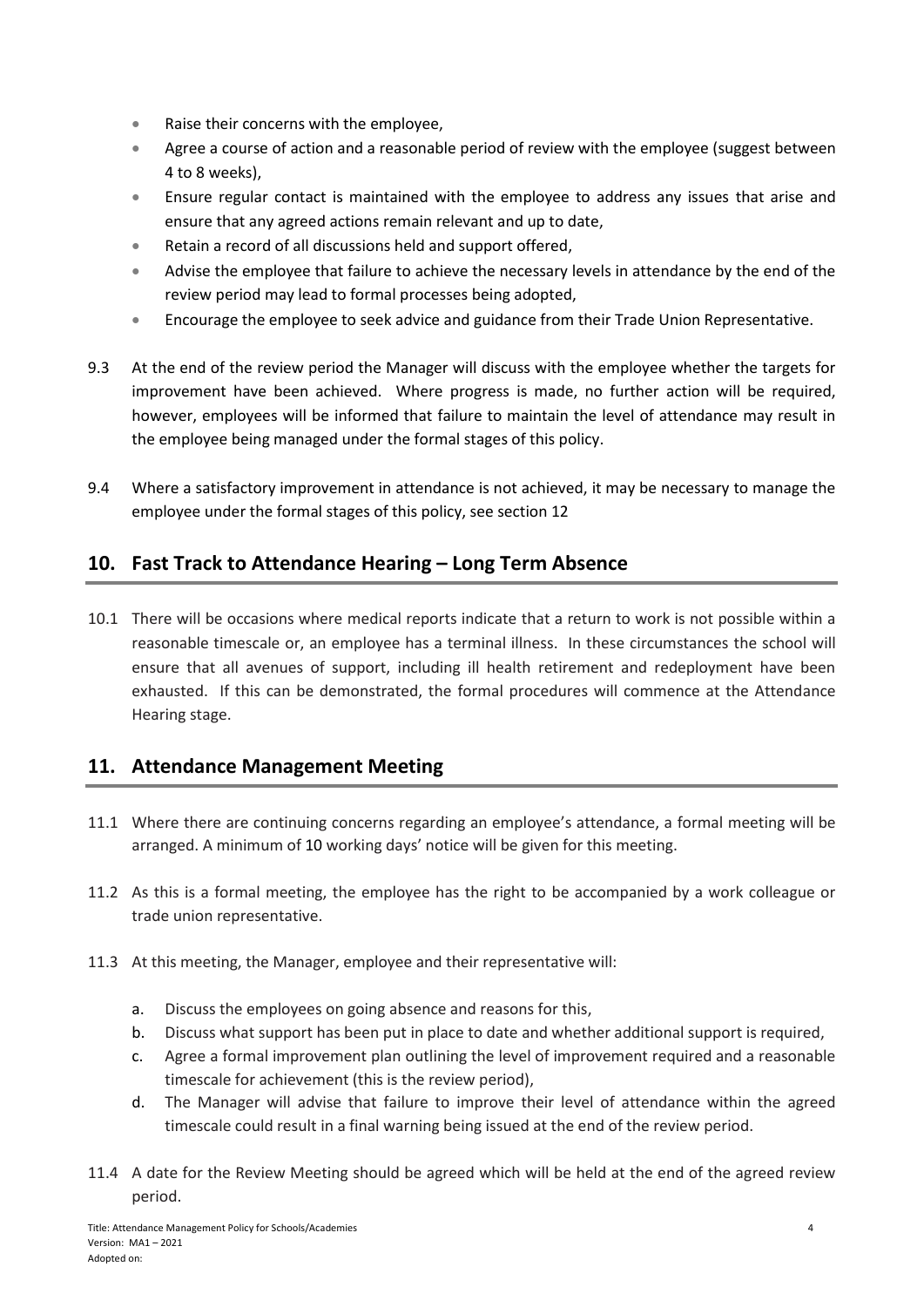- Raise their concerns with the employee,
- Agree a course of action and a reasonable period of review with the employee (suggest between 4 to 8 weeks),
- Ensure regular contact is maintained with the employee to address any issues that arise and ensure that any agreed actions remain relevant and up to date,
- Retain a record of all discussions held and support offered,
- Advise the employee that failure to achieve the necessary levels in attendance by the end of the review period may lead to formal processes being adopted,
- Encourage the employee to seek advice and guidance from their Trade Union Representative.

9.3 At the end of the review period the Manager will discuss with the employee whether the targets for improvement have been achieved. Where progress is made, no further action will be required, however, employees will be informed that failure to maintain the level of attendance may result in the employee being managed under the formal stages of this policy.

9.4 Where a satisfactory improvement in attendance is not achieved, it may be necessary to manage the employee under the formal stages of this policy, see section 12

## 10. Fast Track to Attendance Hearing – Long Term Absence

10.1 There will be occasions where medical reports indicate that a return to work is not possible within a reasonable timescale or, an employee has a terminal illness. In these circumstances the school will ensure that all avenues of support, including ill health retirement and redeployment have been exhausted. If this can be demonstrated, the formal procedures will commence at the Attendance Hearing stage.

## 11. Attendance Management Meeting

11.1 Where there are continuing concerns regarding an employee's attendance, a formal meeting will be arranged. A minimum of 10 working days' notice will be given for this meeting.

11.2 As this is a formal meeting, the employee has the right to be accompanied by a work colleague or trade union representative.

11.3 At this meeting, the Manager, employee and their representative will:

a. Discuss the employees on going absence and reasons for this,
b. Discuss what support has been put in place to date and whether additional support is required,
c. Agree a formal improvement plan outlining the level of improvement required and a reasonable timescale for achievement (this is the review period),
d. The Manager will advise that failure to improve their level of attendance within the agreed timescale could result in a final warning being issued at the end of the review period.

11.4 A date for the Review Meeting should be agreed which will be held at the end of the agreed review period.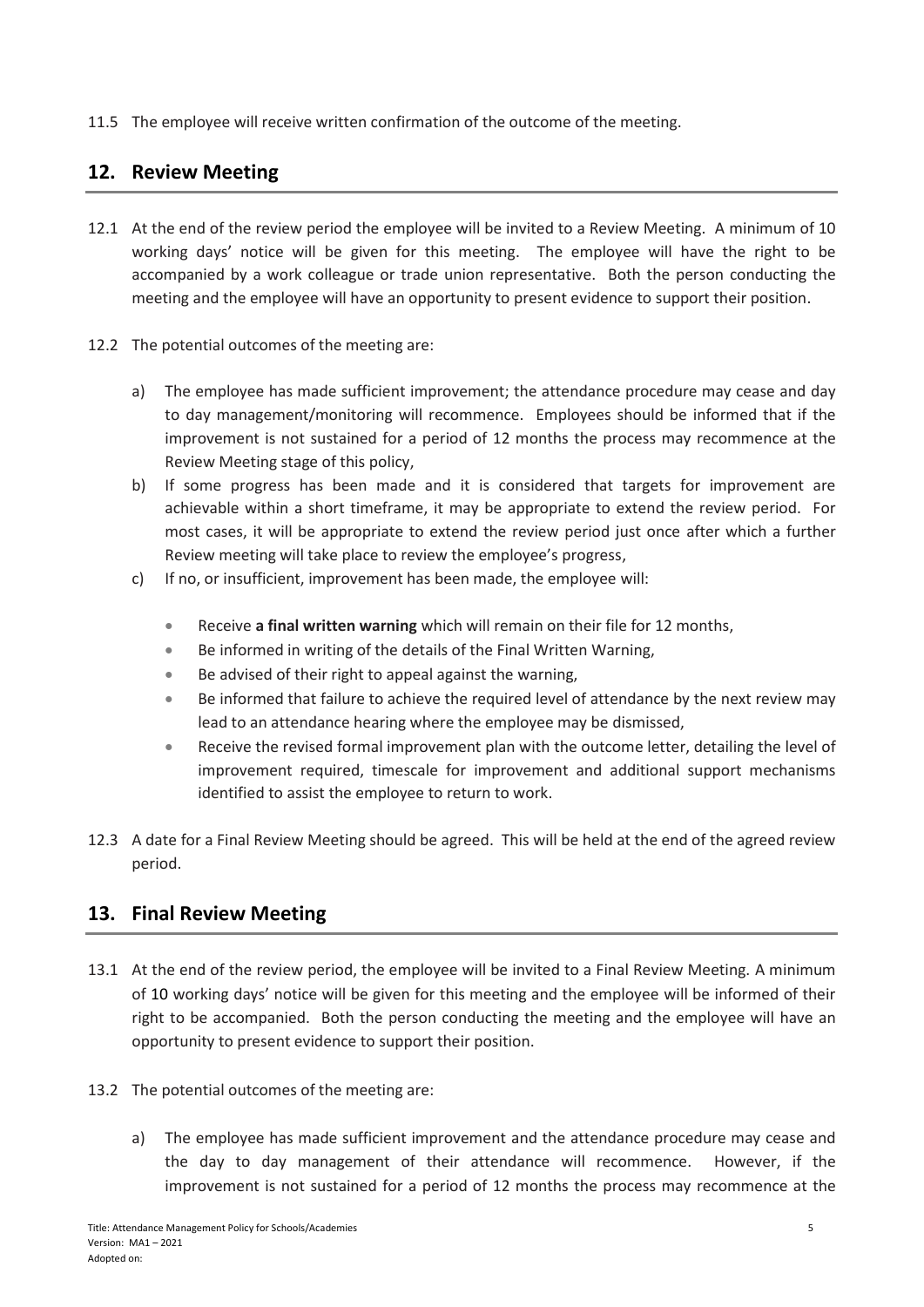11.5 The employee will receive written confirmation of the outcome of the meeting.

## 12. Review Meeting

12.1 At the end of the review period the employee will be invited to a Review Meeting. A minimum of 10 working days' notice will be given for this meeting. The employee will have the right to be accompanied by a work colleague or trade union representative. Both the person conducting the meeting and the employee will have an opportunity to present evidence to support their position.

12.2 The potential outcomes of the meeting are:

a) The employee has made sufficient improvement; the attendance procedure may cease and day to day management/monitoring will recommence. Employees should be informed that if the improvement is not sustained for a period of 12 months the process may recommence at the Review Meeting stage of this policy,

b) If some progress has been made and it is considered that targets for improvement are achievable within a short timeframe, it may be appropriate to extend the review period. For most cases, it will be appropriate to extend the review period just once after which a further Review meeting will take place to review the employee's progress,

c) If no, or insufficient, improvement has been made, the employee will:

- Receive **a final written warning** which will remain on their file for 12 months,
- Be informed in writing of the details of the Final Written Warning,
- Be advised of their right to appeal against the warning,
- Be informed that failure to achieve the required level of attendance by the next review may lead to an attendance hearing where the employee may be dismissed,
- Receive the revised formal improvement plan with the outcome letter, detailing the level of improvement required, timescale for improvement and additional support mechanisms identified to assist the employee to return to work.

12.3 A date for a Final Review Meeting should be agreed. This will be held at the end of the agreed review period.

## 13. Final Review Meeting

13.1 At the end of the review period, the employee will be invited to a Final Review Meeting. A minimum of 10 working days' notice will be given for this meeting and the employee will be informed of their right to be accompanied. Both the person conducting the meeting and the employee will have an opportunity to present evidence to support their position.

13.2 The potential outcomes of the meeting are:

a) The employee has made sufficient improvement and the attendance procedure may cease and the day to day management of their attendance will recommence. However, if the improvement is not sustained for a period of 12 months the process may recommence at the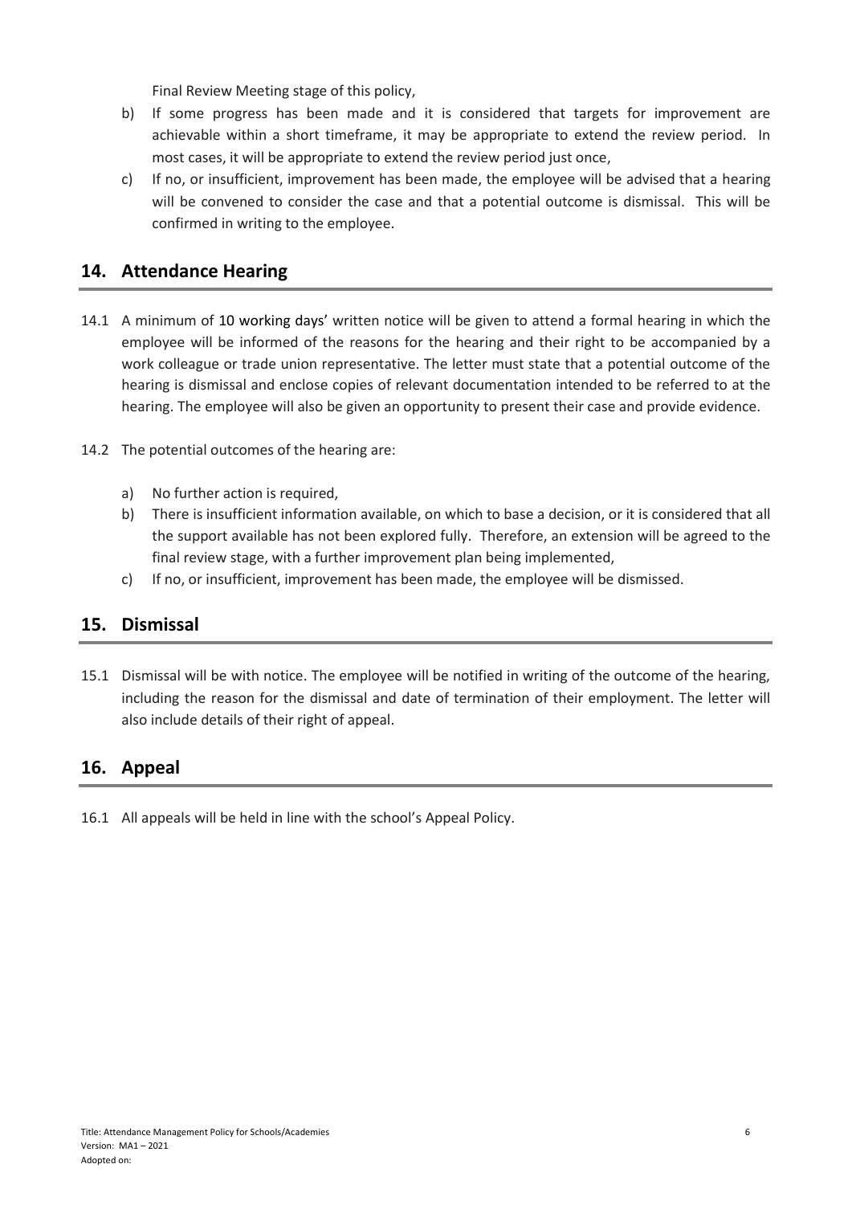Final Review Meeting stage of this policy,

b) If some progress has been made and it is considered that targets for improvement are achievable within a short timeframe, it may be appropriate to extend the review period. In most cases, it will be appropriate to extend the review period just once,

c) If no, or insufficient, improvement has been made, the employee will be advised that a hearing will be convened to consider the case and that a potential outcome is dismissal. This will be confirmed in writing to the employee.

## 14. Attendance Hearing

14.1 A minimum of 10 working days' written notice will be given to attend a formal hearing in which the employee will be informed of the reasons for the hearing and their right to be accompanied by a work colleague or trade union representative. The letter must state that a potential outcome of the hearing is dismissal and enclose copies of relevant documentation intended to be referred to at the hearing. The employee will also be given an opportunity to present their case and provide evidence.

14.2 The potential outcomes of the hearing are:

a) No further action is required,

b) There is insufficient information available, on which to base a decision, or it is considered that all the support available has not been explored fully. Therefore, an extension will be agreed to the final review stage, with a further improvement plan being implemented,

c) If no, or insufficient, improvement has been made, the employee will be dismissed.

## 15. Dismissal

15.1 Dismissal will be with notice. The employee will be notified in writing of the outcome of the hearing, including the reason for the dismissal and date of termination of their employment. The letter will also include details of their right of appeal.

## 16. Appeal

16.1 All appeals will be held in line with the school's Appeal Policy.